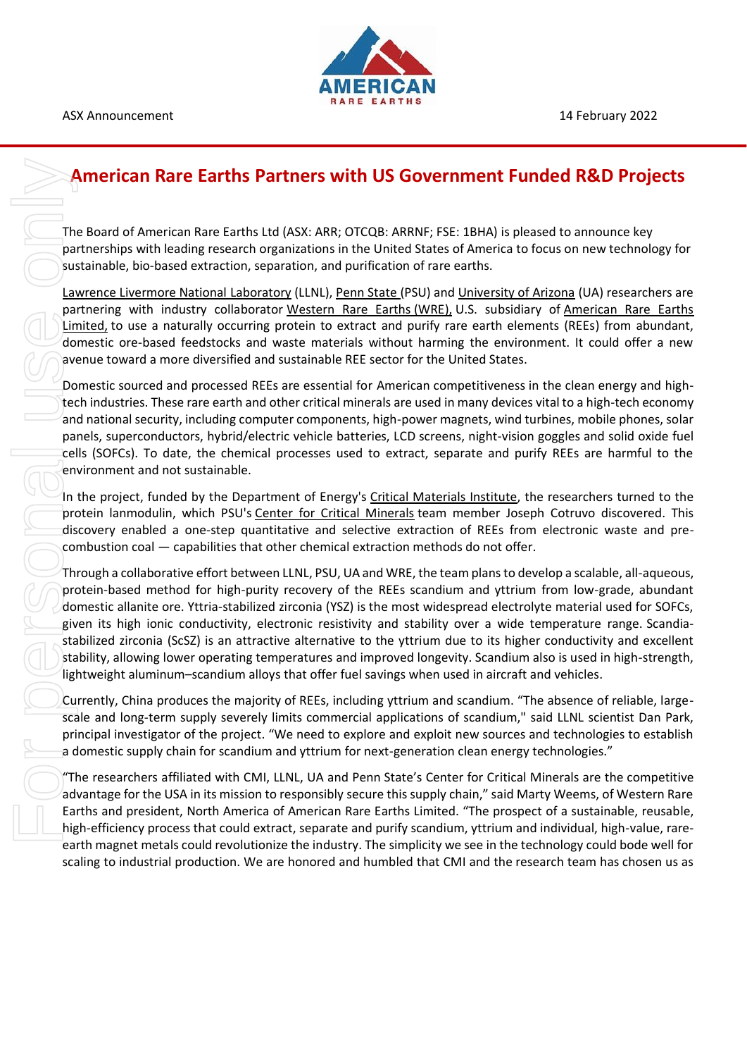ASX Announcement

14 February 2022

# American Rare Earths Partners with US Government Funded R&D Projects

The Board of American Rare Earths Ltd (ASX: ARR; OTCQB: ARRNF; FSE: 1BHA) is pleased to announce key partnerships with leading research organizations in the United States of America to focus on new technology for sustainable, bio-based extraction, separation, and purification of rare earths.

Lawrence Livermore National Laboratory (LLNL), Penn State (PSU) and University of Arizona (UA) researchers are partnering with industry collaborator Western Rare Earths (WRE), U.S. subsidiary of American Rare Earths Limited, to use a naturally occurring protein to extract and purify rare earth elements (REEs) from abundant, domestic ore-based feedstocks and waste materials without harming the environment. It could offer a new avenue toward a more diversified and sustainable REE sector for the United States.

Domestic sourced and processed REEs are essential for American competitiveness in the clean energy and high-tech industries. These rare earth and other critical minerals are used in many devices vital to a high-tech economy and national security, including computer components, high-power magnets, wind turbines, mobile phones, solar panels, superconductors, hybrid/electric vehicle batteries, LCD screens, night-vision goggles and solid oxide fuel cells (SOFCs). To date, the chemical processes used to extract, separate and purify REEs are harmful to the environment and not sustainable.

In the project, funded by the Department of Energy's Critical Materials Institute, the researchers turned to the protein lanmodulin, which PSU's Center for Critical Minerals team member Joseph Cotruvo discovered. This discovery enabled a one-step quantitative and selective extraction of REEs from electronic waste and pre-combustion coal — capabilities that other chemical extraction methods do not offer.

Through a collaborative effort between LLNL, PSU, UA and WRE, the team plans to develop a scalable, all-aqueous, protein-based method for high-purity recovery of the REEs scandium and yttrium from low-grade, abundant domestic allanite ore. Yttria-stabilized zirconia (YSZ) is the most widespread electrolyte material used for SOFCs, given its high ionic conductivity, electronic resistivity and stability over a wide temperature range. Scandia-stabilized zirconia (ScSZ) is an attractive alternative to the yttrium due to its higher conductivity and excellent stability, allowing lower operating temperatures and improved longevity. Scandium also is used in high-strength, lightweight aluminum–scandium alloys that offer fuel savings when used in aircraft and vehicles.

Currently, China produces the majority of REEs, including yttrium and scandium. "The absence of reliable, large-scale and long-term supply severely limits commercial applications of scandium," said LLNL scientist Dan Park, principal investigator of the project. "We need to explore and exploit new sources and technologies to establish a domestic supply chain for scandium and yttrium for next-generation clean energy technologies."

"The researchers affiliated with CMI, LLNL, UA and Penn State's Center for Critical Minerals are the competitive advantage for the USA in its mission to responsibly secure this supply chain," said Marty Weems, of Western Rare Earths and president, North America of American Rare Earths Limited. "The prospect of a sustainable, reusable, high-efficiency process that could extract, separate and purify scandium, yttrium and individual, high-value, rare-earth magnet metals could revolutionize the industry. The simplicity we see in the technology could bode well for scaling to industrial production. We are honored and humbled that CMI and the research team has chosen us as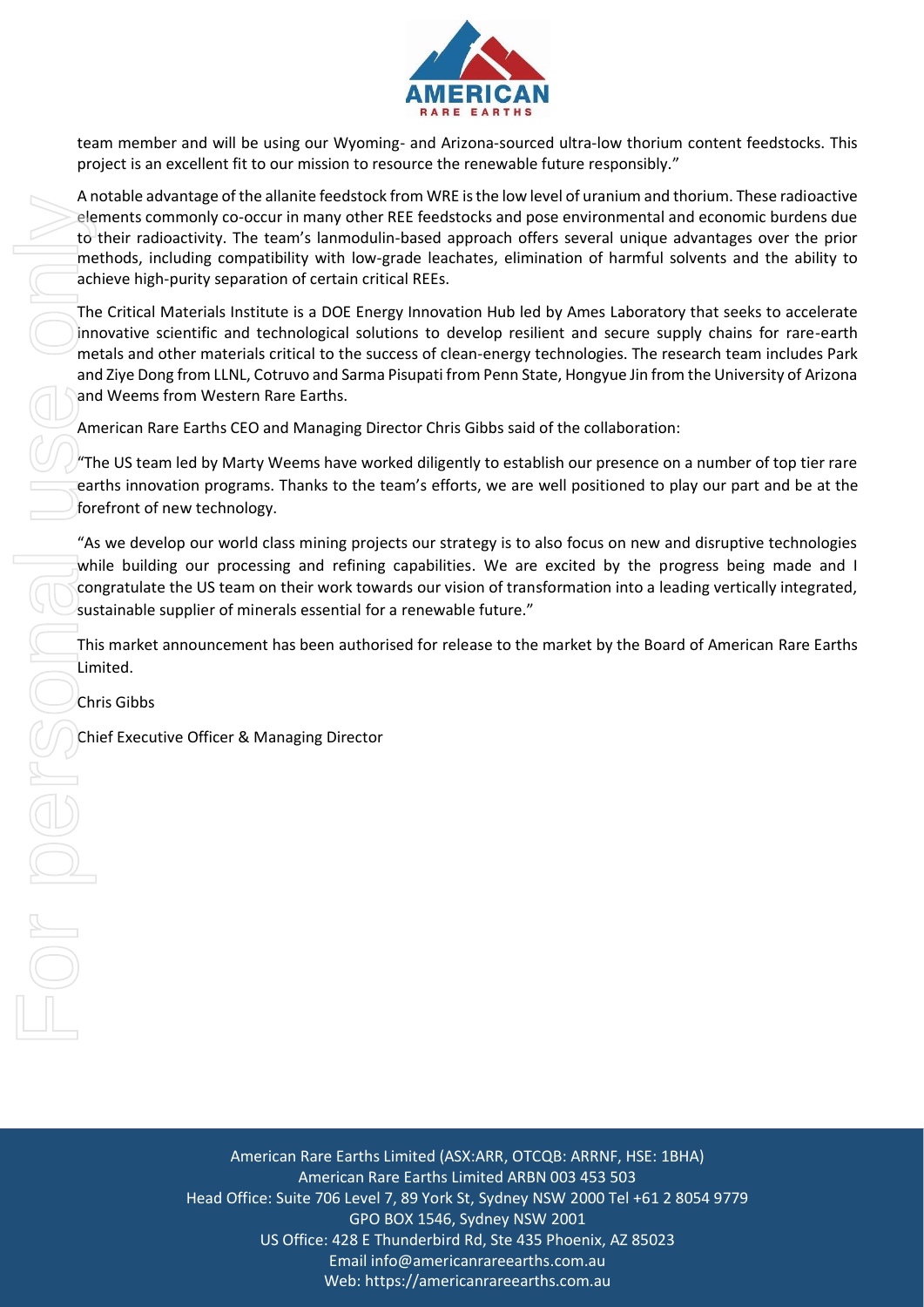team member and will be using our Wyoming- and Arizona-sourced ultra-low thorium content feedstocks. This project is an excellent fit to our mission to resource the renewable future responsibly."

A notable advantage of the allanite feedstock from WRE is the low level of uranium and thorium. These radioactive elements commonly co-occur in many other REE feedstocks and pose environmental and economic burdens due to their radioactivity. The team's lanmodulin-based approach offers several unique advantages over the prior methods, including compatibility with low-grade leachates, elimination of harmful solvents and the ability to achieve high-purity separation of certain critical REEs.

The Critical Materials Institute is a DOE Energy Innovation Hub led by Ames Laboratory that seeks to accelerate innovative scientific and technological solutions to develop resilient and secure supply chains for rare-earth metals and other materials critical to the success of clean-energy technologies. The research team includes Park and Ziye Dong from LLNL, Cotruvo and Sarma Pisupati from Penn State, Hongyue Jin from the University of Arizona and Weems from Western Rare Earths.

American Rare Earths CEO and Managing Director Chris Gibbs said of the collaboration:

"The US team led by Marty Weems have worked diligently to establish our presence on a number of top tier rare earths innovation programs. Thanks to the team's efforts, we are well positioned to play our part and be at the forefront of new technology.

"As we develop our world class mining projects our strategy is to also focus on new and disruptive technologies while building our processing and refining capabilities. We are excited by the progress being made and I congratulate the US team on their work towards our vision of transformation into a leading vertically integrated, sustainable supplier of minerals essential for a renewable future."

This market announcement has been authorised for release to the market by the Board of American Rare Earths Limited.

Chris Gibbs

Chief Executive Officer & Managing Director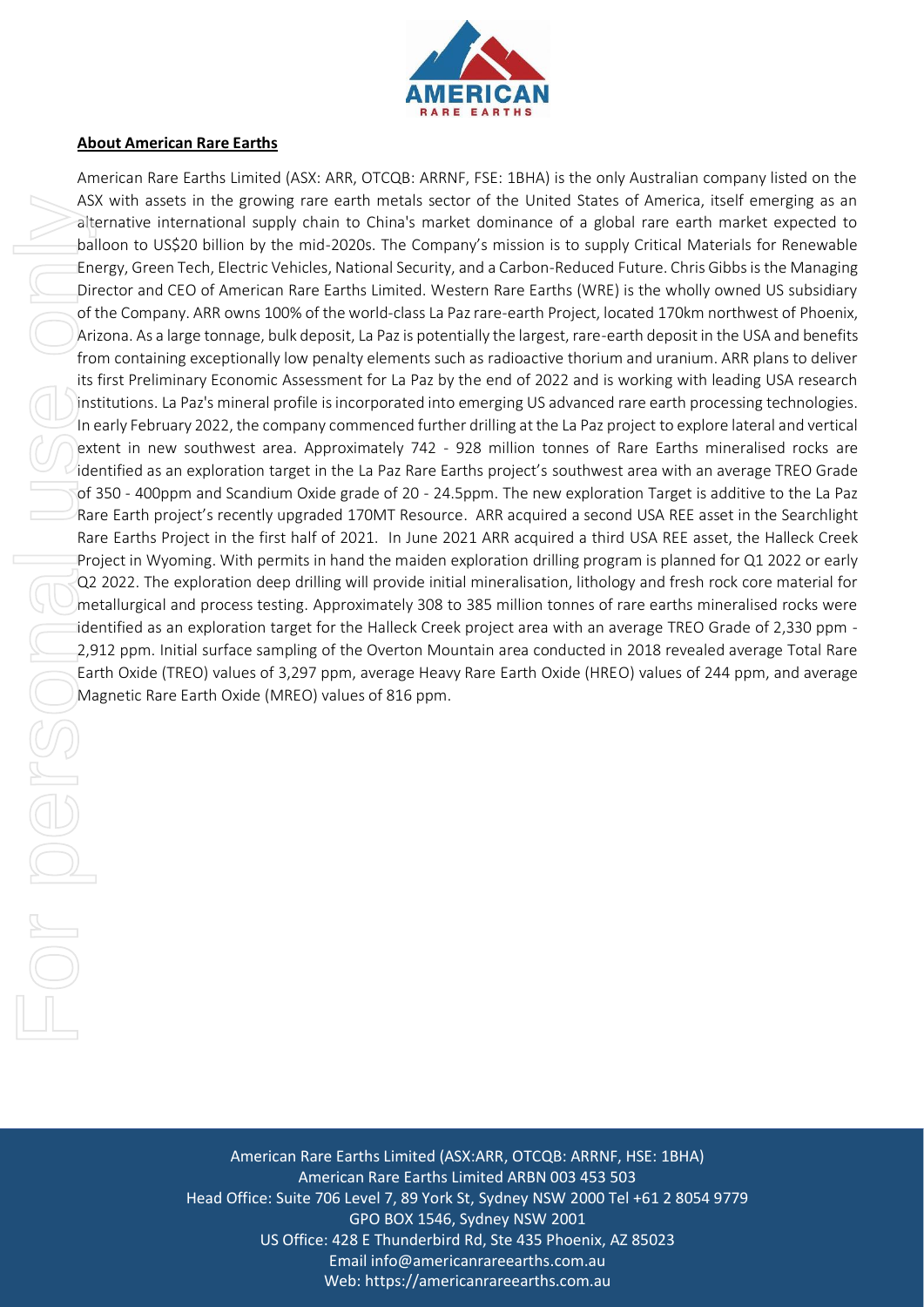## About American Rare Earths

American Rare Earths Limited (ASX: ARR, OTCQB: ARRNF, FSE: 1BHA) is the only Australian company listed on the ASX with assets in the growing rare earth metals sector of the United States of America, itself emerging as an alternative international supply chain to China's market dominance of a global rare earth market expected to balloon to US$20 billion by the mid-2020s. The Company's mission is to supply Critical Materials for Renewable Energy, Green Tech, Electric Vehicles, National Security, and a Carbon-Reduced Future. Chris Gibbs is the Managing Director and CEO of American Rare Earths Limited. Western Rare Earths (WRE) is the wholly owned US subsidiary of the Company. ARR owns 100% of the world-class La Paz rare-earth Project, located 170km northwest of Phoenix, Arizona. As a large tonnage, bulk deposit, La Paz is potentially the largest, rare-earth deposit in the USA and benefits from containing exceptionally low penalty elements such as radioactive thorium and uranium. ARR plans to deliver its first Preliminary Economic Assessment for La Paz by the end of 2022 and is working with leading USA research institutions. La Paz's mineral profile is incorporated into emerging US advanced rare earth processing technologies. In early February 2022, the company commenced further drilling at the La Paz project to explore lateral and vertical extent in new southwest area. Approximately 742 - 928 million tonnes of Rare Earths mineralised rocks are identified as an exploration target in the La Paz Rare Earths project's southwest area with an average TREO Grade of 350 - 400ppm and Scandium Oxide grade of 20 - 24.5ppm. The new exploration Target is additive to the La Paz Rare Earth project's recently upgraded 170MT Resource. ARR acquired a second USA REE asset in the Searchlight Rare Earths Project in the first half of 2021. In June 2021 ARR acquired a third USA REE asset, the Halleck Creek Project in Wyoming. With permits in hand the maiden exploration drilling program is planned for Q1 2022 or early Q2 2022. The exploration deep drilling will provide initial mineralisation, lithology and fresh rock core material for metallurgical and process testing. Approximately 308 to 385 million tonnes of rare earths mineralised rocks were identified as an exploration target for the Halleck Creek project area with an average TREO Grade of 2,330 ppm - 2,912 ppm. Initial surface sampling of the Overton Mountain area conducted in 2018 revealed average Total Rare Earth Oxide (TREO) values of 3,297 ppm, average Heavy Rare Earth Oxide (HREO) values of 244 ppm, and average Magnetic Rare Earth Oxide (MREO) values of 816 ppm.

American Rare Earths Limited (ASX:ARR, OTCQB: ARRNF, HSE: 1BHA)
American Rare Earths Limited ARBN 003 453 503
Head Office: Suite 706 Level 7, 89 York St, Sydney NSW 2000 Tel +61 2 8054 9779
GPO BOX 1546, Sydney NSW 2001
US Office: 428 E Thunderbird Rd, Ste 435 Phoenix, AZ 85023
Email info@americanrareearths.com.au
Web: https://americanrareearths.com.au